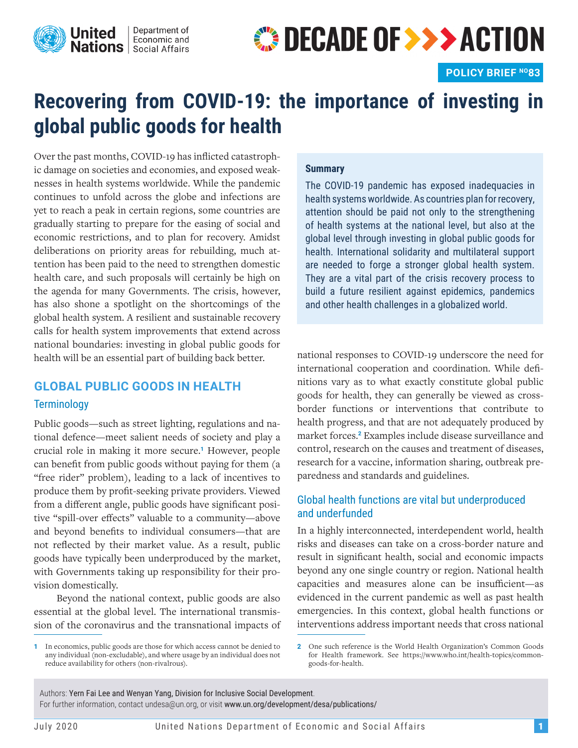United Nations | Department of Economic and Social Affairs

DECADE OF >>> ACTION

**POLICY BRIEF NO83**

# Recovering from COVID-19: the importance of investing in global public goods for health

> **Summary**
>
> The COVID-19 pandemic has exposed inadequacies in health systems worldwide. As countries plan for recovery, attention should be paid not only to the strengthening of health systems at the national level, but also at the global level through investing in global public goods for health. International solidarity and multilateral support are needed to forge a stronger global health system. They are a vital part of the crisis recovery process to build a future resilient against epidemics, pandemics and other health challenges in a globalized world.

Over the past months, COVID-19 has inflicted catastrophic damage on societies and economies, and exposed weaknesses in health systems worldwide. While the pandemic continues to unfold across the globe and infections are yet to reach a peak in certain regions, some countries are gradually starting to prepare for the easing of social and economic restrictions, and to plan for recovery. Amidst deliberations on priority areas for rebuilding, much attention has been paid to the need to strengthen domestic health care, and such proposals will certainly be high on the agenda for many Governments. The crisis, however, has also shone a spotlight on the shortcomings of the global health system. A resilient and sustainable recovery calls for health system improvements that extend across national boundaries: investing in global public goods for health will be an essential part of building back better.

## GLOBAL PUBLIC GOODS IN HEALTH

### Terminology

Public goods—such as street lighting, regulations and national defence—meet salient needs of society and play a crucial role in making it more secure.[1] However, people can benefit from public goods without paying for them (a "free rider" problem), leading to a lack of incentives to produce them by profit-seeking private providers. Viewed from a different angle, public goods have significant positive "spill-over effects" valuable to a community—above and beyond benefits to individual consumers—that are not reflected by their market value. As a result, public goods have typically been underproduced by the market, with Governments taking up responsibility for their provision domestically.

Beyond the national context, public goods are also essential at the global level. The international transmission of the coronavirus and the transnational impacts of national responses to COVID-19 underscore the need for international cooperation and coordination. While definitions vary as to what exactly constitute global public goods for health, they can generally be viewed as cross-border functions or interventions that contribute to health progress, and that are not adequately produced by market forces.[2] Examples include disease surveillance and control, research on the causes and treatment of diseases, research for a vaccine, information sharing, outbreak preparedness and standards and guidelines.

### Global health functions are vital but underproduced and underfunded

In a highly interconnected, interdependent world, health risks and diseases can take on a cross-border nature and result in significant health, social and economic impacts beyond any one single country or region. National health capacities and measures alone can be insufficient—as evidenced in the current pandemic as well as past health emergencies. In this context, global health functions or interventions address important needs that cross national

[1] In economics, public goods are those for which access cannot be denied to any individual (non-excludable), and where usage by an individual does not reduce availability for others (non-rivalrous).

[2] One such reference is the World Health Organization's Common Goods for Health framework. See https://www.who.int/health-topics/common-goods-for-health.

Authors: Yern Fai Lee and Wenyan Yang, Division for Inclusive Social Development.
For further information, contact undesa@un.org, or visit www.un.org/development/desa/publications/

July 2020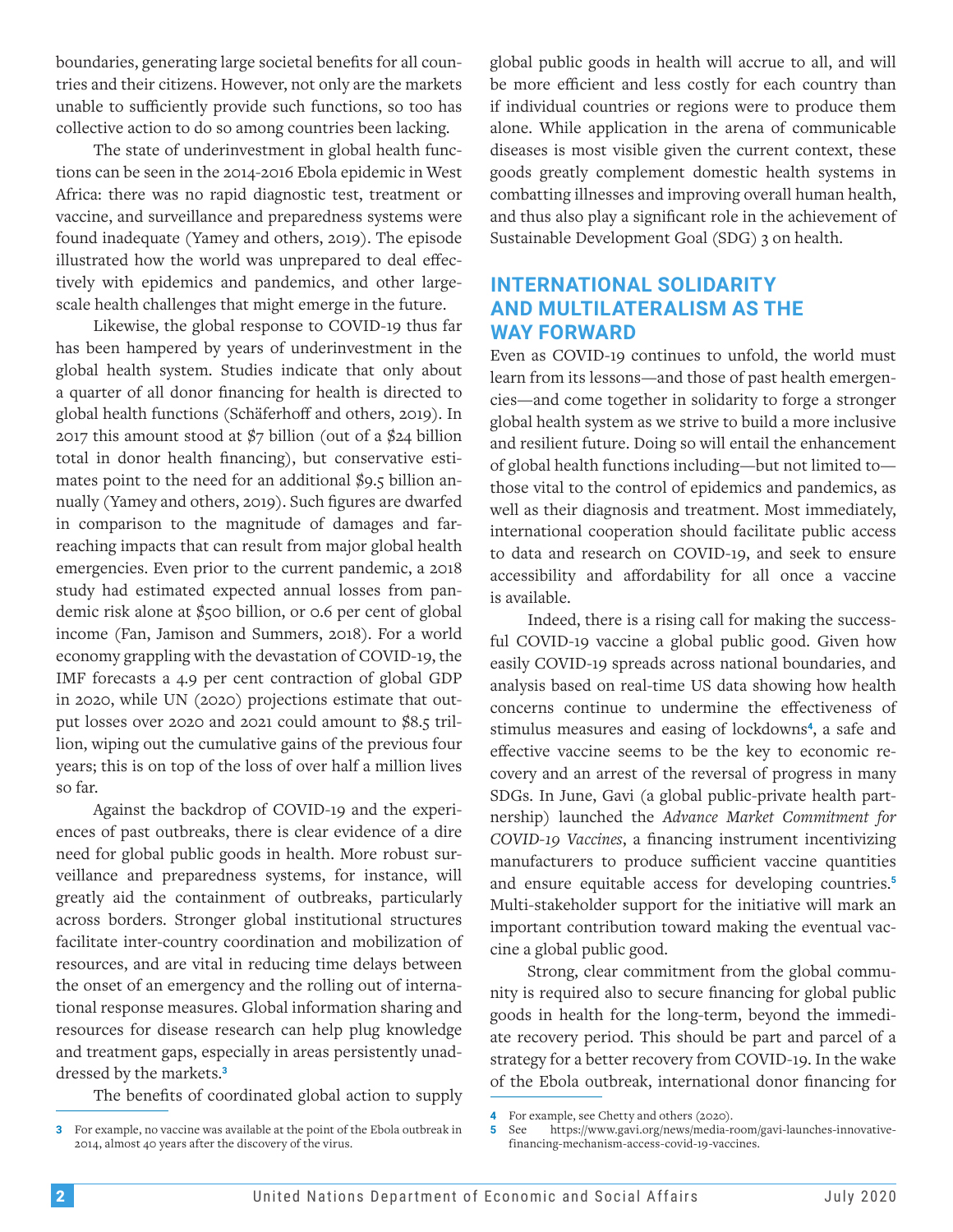boundaries, generating large societal benefits for all countries and their citizens. However, not only are the markets unable to sufficiently provide such functions, so too has collective action to do so among countries been lacking.

The state of underinvestment in global health functions can be seen in the 2014-2016 Ebola epidemic in West Africa: there was no rapid diagnostic test, treatment or vaccine, and surveillance and preparedness systems were found inadequate (Yamey and others, 2019). The episode illustrated how the world was unprepared to deal effectively with epidemics and pandemics, and other large-scale health challenges that might emerge in the future.

Likewise, the global response to COVID-19 thus far has been hampered by years of underinvestment in the global health system. Studies indicate that only about a quarter of all donor financing for health is directed to global health functions (Schäferhoff and others, 2019). In 2017 this amount stood at $7 billion (out of a $24 billion total in donor health financing), but conservative estimates point to the need for an additional $9.5 billion annually (Yamey and others, 2019). Such figures are dwarfed in comparison to the magnitude of damages and far-reaching impacts that can result from major global health emergencies. Even prior to the current pandemic, a 2018 study had estimated expected annual losses from pandemic risk alone at $500 billion, or 0.6 per cent of global income (Fan, Jamison and Summers, 2018). For a world economy grappling with the devastation of COVID-19, the IMF forecasts a 4.9 per cent contraction of global GDP in 2020, while UN (2020) projections estimate that output losses over 2020 and 2021 could amount to $8.5 trillion, wiping out the cumulative gains of the previous four years; this is on top of the loss of over half a million lives so far.

Against the backdrop of COVID-19 and the experiences of past outbreaks, there is clear evidence of a dire need for global public goods in health. More robust surveillance and preparedness systems, for instance, will greatly aid the containment of outbreaks, particularly across borders. Stronger global institutional structures facilitate inter-country coordination and mobilization of resources, and are vital in reducing time delays between the onset of an emergency and the rolling out of international response measures. Global information sharing and resources for disease research can help plug knowledge and treatment gaps, especially in areas persistently unaddressed by the markets.[3]

The benefits of coordinated global action to supply global public goods in health will accrue to all, and will be more efficient and less costly for each country than if individual countries or regions were to produce them alone. While application in the arena of communicable diseases is most visible given the current context, these goods greatly complement domestic health systems in combatting illnesses and improving overall human health, and thus also play a significant role in the achievement of Sustainable Development Goal (SDG) 3 on health.

## INTERNATIONAL SOLIDARITY AND MULTILATERALISM AS THE WAY FORWARD

Even as COVID-19 continues to unfold, the world must learn from its lessons—and those of past health emergencies—and come together in solidarity to forge a stronger global health system as we strive to build a more inclusive and resilient future. Doing so will entail the enhancement of global health functions including—but not limited to—those vital to the control of epidemics and pandemics, as well as their diagnosis and treatment. Most immediately, international cooperation should facilitate public access to data and research on COVID-19, and seek to ensure accessibility and affordability for all once a vaccine is available.

Indeed, there is a rising call for making the successful COVID-19 vaccine a global public good. Given how easily COVID-19 spreads across national boundaries, and analysis based on real-time US data showing how health concerns continue to undermine the effectiveness of stimulus measures and easing of lockdowns[4], a safe and effective vaccine seems to be the key to economic recovery and an arrest of the reversal of progress in many SDGs. In June, Gavi (a global public-private health partnership) launched the *Advance Market Commitment for COVID-19 Vaccines*, a financing instrument incentivizing manufacturers to produce sufficient vaccine quantities and ensure equitable access for developing countries.[5] Multi-stakeholder support for the initiative will mark an important contribution toward making the eventual vaccine a global public good.

Strong, clear commitment from the global community is required also to secure financing for global public goods in health for the long-term, beyond the immediate recovery period. This should be part and parcel of a strategy for a better recovery from COVID-19. In the wake of the Ebola outbreak, international donor financing for

---

3 For example, no vaccine was available at the point of the Ebola outbreak in 2014, almost 40 years after the discovery of the virus.

4 For example, see Chetty and others (2020).

5 See https://www.gavi.org/news/media-room/gavi-launches-innovative-financing-mechanism-access-covid-19-vaccines.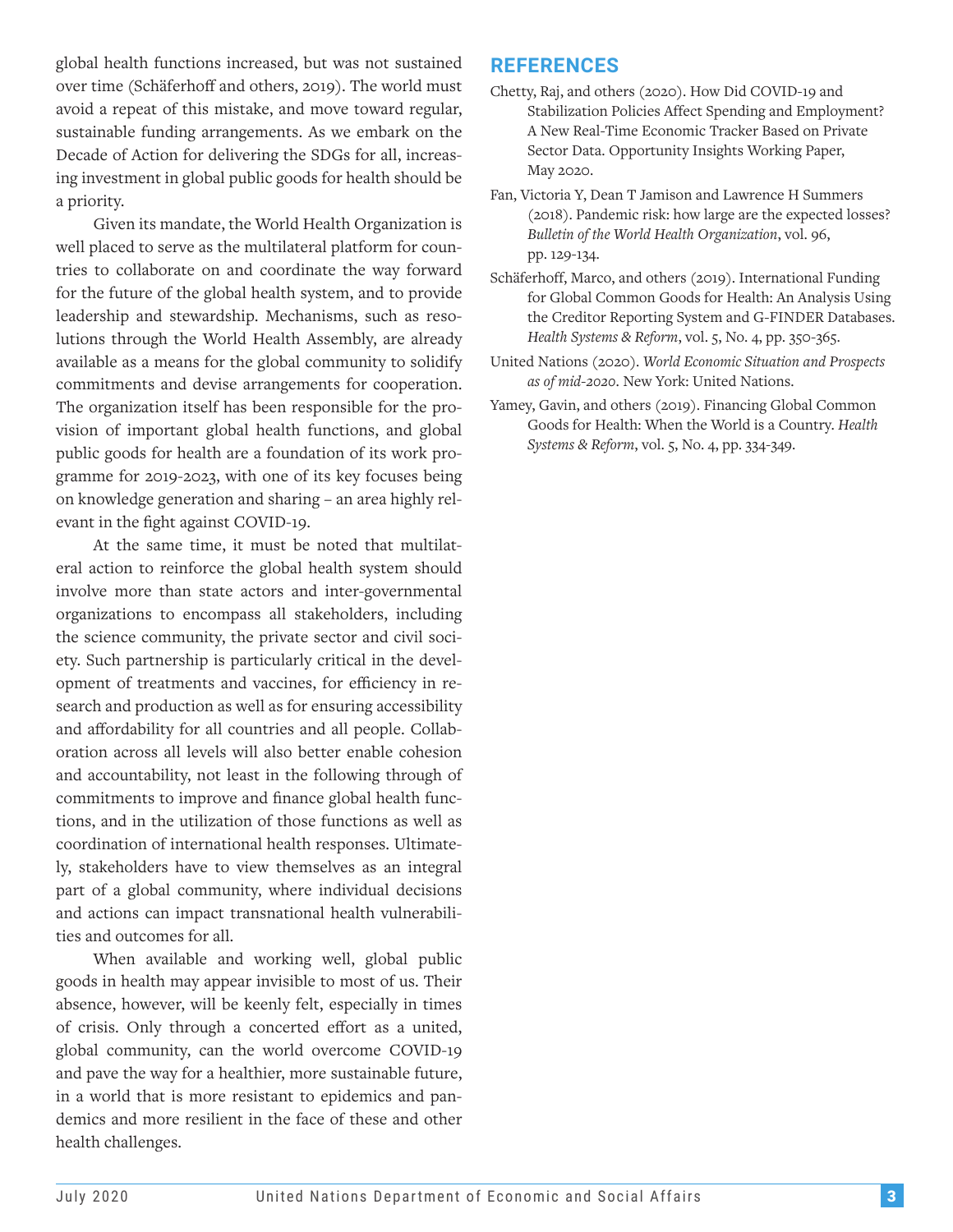global health functions increased, but was not sustained over time (Schäferhoff and others, 2019). The world must avoid a repeat of this mistake, and move toward regular, sustainable funding arrangements. As we embark on the Decade of Action for delivering the SDGs for all, increasing investment in global public goods for health should be a priority.

Given its mandate, the World Health Organization is well placed to serve as the multilateral platform for countries to collaborate on and coordinate the way forward for the future of the global health system, and to provide leadership and stewardship. Mechanisms, such as resolutions through the World Health Assembly, are already available as a means for the global community to solidify commitments and devise arrangements for cooperation. The organization itself has been responsible for the provision of important global health functions, and global public goods for health are a foundation of its work programme for 2019-2023, with one of its key focuses being on knowledge generation and sharing – an area highly relevant in the fight against COVID-19.

At the same time, it must be noted that multilateral action to reinforce the global health system should involve more than state actors and inter-governmental organizations to encompass all stakeholders, including the science community, the private sector and civil society. Such partnership is particularly critical in the development of treatments and vaccines, for efficiency in research and production as well as for ensuring accessibility and affordability for all countries and all people. Collaboration across all levels will also better enable cohesion and accountability, not least in the following through of commitments to improve and finance global health functions, and in the utilization of those functions as well as coordination of international health responses. Ultimately, stakeholders have to view themselves as an integral part of a global community, where individual decisions and actions can impact transnational health vulnerabilities and outcomes for all.

When available and working well, global public goods in health may appear invisible to most of us. Their absence, however, will be keenly felt, especially in times of crisis. Only through a concerted effort as a united, global community, can the world overcome COVID-19 and pave the way for a healthier, more sustainable future, in a world that is more resistant to epidemics and pandemics and more resilient in the face of these and other health challenges.

## REFERENCES

Chetty, Raj, and others (2020). How Did COVID-19 and Stabilization Policies Affect Spending and Employment? A New Real-Time Economic Tracker Based on Private Sector Data. Opportunity Insights Working Paper, May 2020.

Fan, Victoria Y, Dean T Jamison and Lawrence H Summers (2018). Pandemic risk: how large are the expected losses? *Bulletin of the World Health Organization*, vol. 96, pp. 129-134.

Schäferhoff, Marco, and others (2019). International Funding for Global Common Goods for Health: An Analysis Using the Creditor Reporting System and G-FINDER Databases. *Health Systems & Reform*, vol. 5, No. 4, pp. 350-365.

United Nations (2020). *World Economic Situation and Prospects as of mid-2020*. New York: United Nations.

Yamey, Gavin, and others (2019). Financing Global Common Goods for Health: When the World is a Country. *Health Systems & Reform*, vol. 5, No. 4, pp. 334-349.